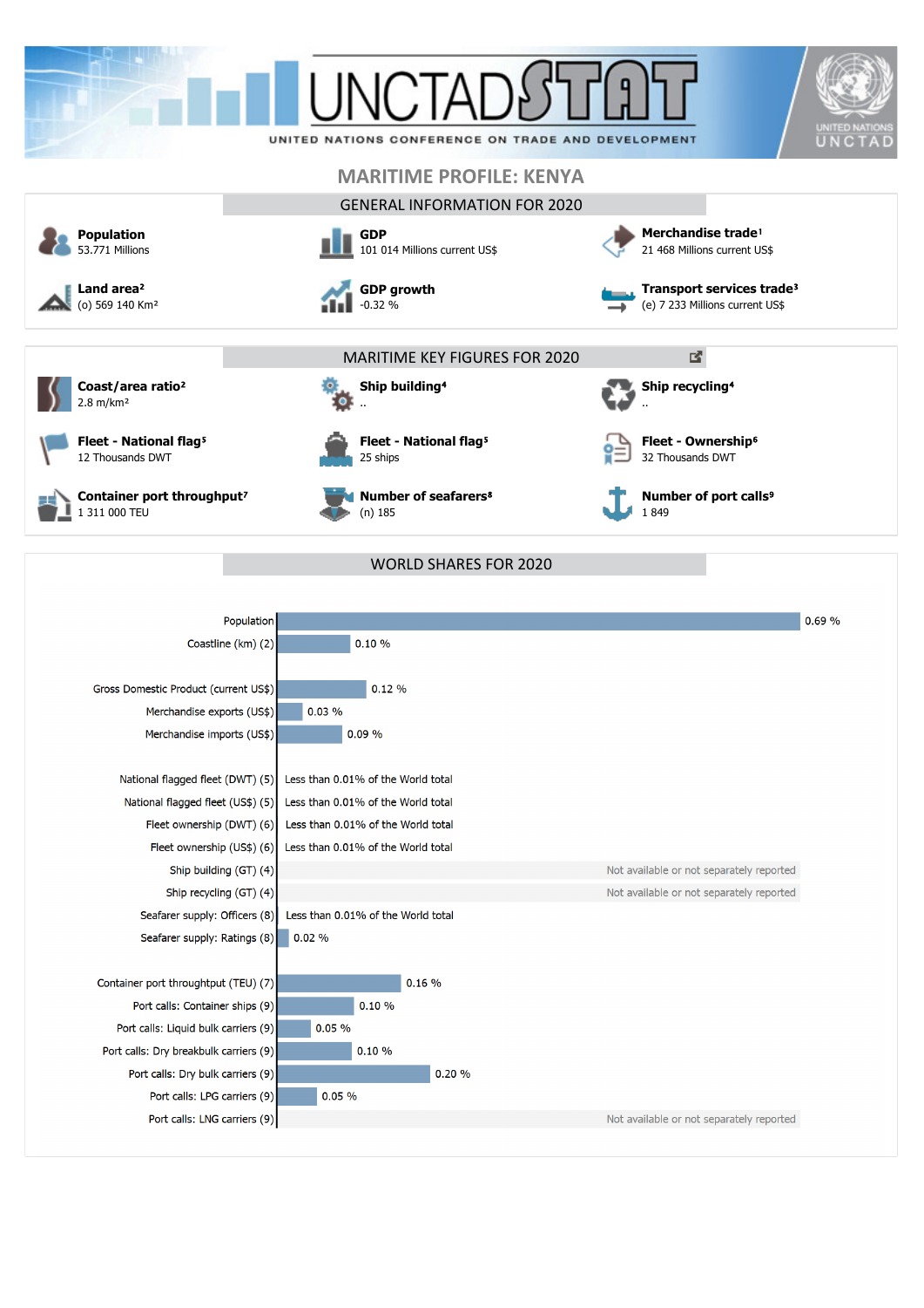# UNCTADSTAT

UNITED NATIONS CONFERENCE ON TRADE AND DEVELOPMENT

## MARITIME PROFILE: KENYA

### GENERAL INFORMATION FOR 2020

**Population**
53.771 Millions

**GDP**
101 014 Millions current US$

**Merchandise trade[1]**
21 468 Millions current US$

**Land area[2]**
(o) 569 140 Km²

**GDP growth**
-0.32 %

**Transport services trade[3]**
(e) 7 233 Millions current US$

### MARITIME KEY FIGURES FOR 2020

**Coast/area ratio[2]**
2.8 m/km²

**Ship building[4]**
..

**Ship recycling[4]**
..

**Fleet - National flag[5]**
12 Thousands DWT

**Fleet - National flag[5]**
25 ships

**Fleet - Ownership[6]**
32 Thousands DWT

**Container port throughput[7]**
1 311 000 TEU

**Number of seafarers[8]**
(n) 185

**Number of port calls[9]**
1 849

### WORLD SHARES FOR 2020

| Indicator | World share |
|---|---|
| Population | 0.69 % |
| Coastline (km) (2) | 0.10 % |
| Gross Domestic Product (current US$) | 0.12 % |
| Merchandise exports (US$) | 0.03 % |
| Merchandise imports (US$) | 0.09 % |
| National flagged fleet (DWT) (5) | Less than 0.01% of the World total |
| National flagged fleet (US$) (5) | Less than 0.01% of the World total |
| Fleet ownership (DWT) (6) | Less than 0.01% of the World total |
| Fleet ownership (US$) (6) | Less than 0.01% of the World total |
| Ship building (GT) (4) | Not available or not separately reported |
| Ship recycling (GT) (4) | Not available or not separately reported |
| Seafarer supply: Officers (8) | Less than 0.01% of the World total |
| Seafarer supply: Ratings (8) | 0.02 % |
| Container port throughput (TEU) (7) | 0.16 % |
| Port calls: Container ships (9) | 0.10 % |
| Port calls: Liquid bulk carriers (9) | 0.05 % |
| Port calls: Dry breakbulk carriers (9) | 0.10 % |
| Port calls: Dry bulk carriers (9) | 0.20 % |
| Port calls: LPG carriers (9) | 0.05 % |
| Port calls: LNG carriers (9) | Not available or not separately reported |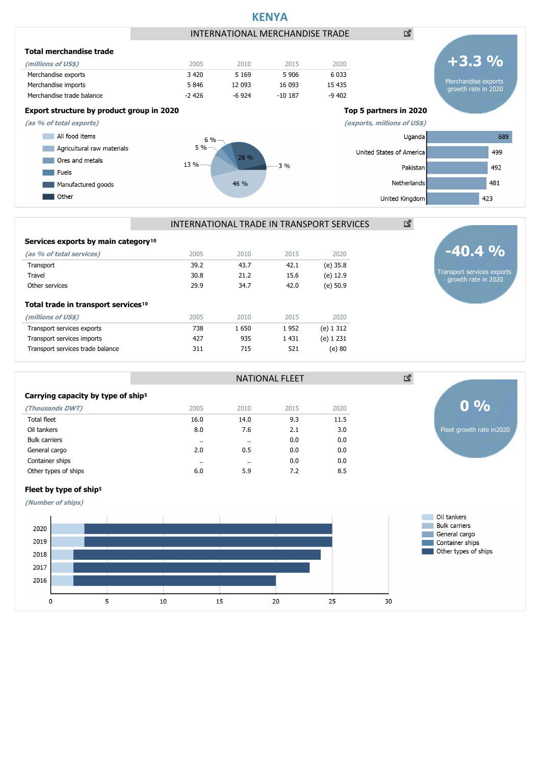# KENYA

## INTERNATIONAL MERCHANDISE TRADE

**+3.3 %**
Merchandise exports growth rate in 2020

### Total merchandise trade

| *(millions of US$)* | 2005 | 2010 | 2015 | 2020 |
|---|---|---|---|---|
| Merchandise exports | 3 420 | 5 169 | 5 906 | 6 033 |
| Merchandise imports | 5 846 | 12 093 | 16 093 | 15 435 |
| Merchandise trade balance | -2 426 | -6 924 | -10 187 | -9 402 |

### Export structure by product group in 2020

*(as % of total exports)*

- All food items: 46 %
- Agricultural raw materials: 13 %
- Ores and metals: 5 %
- Fuels: 6 %
- Manufactured goods: 26 %
- Other: 3 %

### Top 5 partners in 2020

*(exports, millions of US$)*

| Partner | Exports |
|---|---|
| Uganda | 689 |
| United States of America | 499 |
| Pakistan | 492 |
| Netherlands | 481 |
| United Kingdom | 423 |

## INTERNATIONAL TRADE IN TRANSPORT SERVICES

**-40.4 %**
Transport services exports growth rate in 2020

### Services exports by main category[10]

| *(as % of total services)* | 2005 | 2010 | 2015 | 2020 |
|---|---|---|---|---|
| Transport | 39.2 | 43.7 | 42.1 | (e) 35.8 |
| Travel | 30.8 | 21.2 | 15.6 | (e) 12.9 |
| Other services | 29.9 | 34.7 | 42.0 | (e) 50.9 |

### Total trade in transport services[10]

| *(millions of US$)* | 2005 | 2010 | 2015 | 2020 |
|---|---|---|---|---|
| Transport services exports | 738 | 1 650 | 1 952 | (e) 1 312 |
| Transport services imports | 427 | 935 | 1 431 | (e) 1 231 |
| Transport services trade balance | 311 | 715 | 521 | (e) 80 |

## NATIONAL FLEET

**0 %**
Fleet growth rate in2020

### Carrying capacity by type of ship[5]

| *(Thousands DWT)* | 2005 | 2010 | 2015 | 2020 |
|---|---|---|---|---|
| Total fleet | 16.0 | 14.0 | 9.3 | 11.5 |
| Oil tankers | 8.0 | 7.6 | 2.1 | 3.0 |
| Bulk carriers | .. | .. | 0.0 | 0.0 |
| General cargo | 2.0 | 0.5 | 0.0 | 0.0 |
| Container ships | .. | .. | 0.0 | 0.0 |
| Other types of ships | 6.0 | 5.9 | 7.2 | 8.5 |

### Fleet by type of ship[5]

*(Number of ships)*

| Year | Oil tankers | Other types of ships | Total |
|---|---|---|---|
| 2020 | 3 | 22 | 25 |
| 2019 | 3 | 22 | 25 |
| 2018 | 2 | 22 | 24 |
| 2017 | 2 | 21 | 23 |
| 2016 | 2 | 18 | 20 |

Legend: Oil tankers, Bulk carriers, General cargo, Container ships, Other types of ships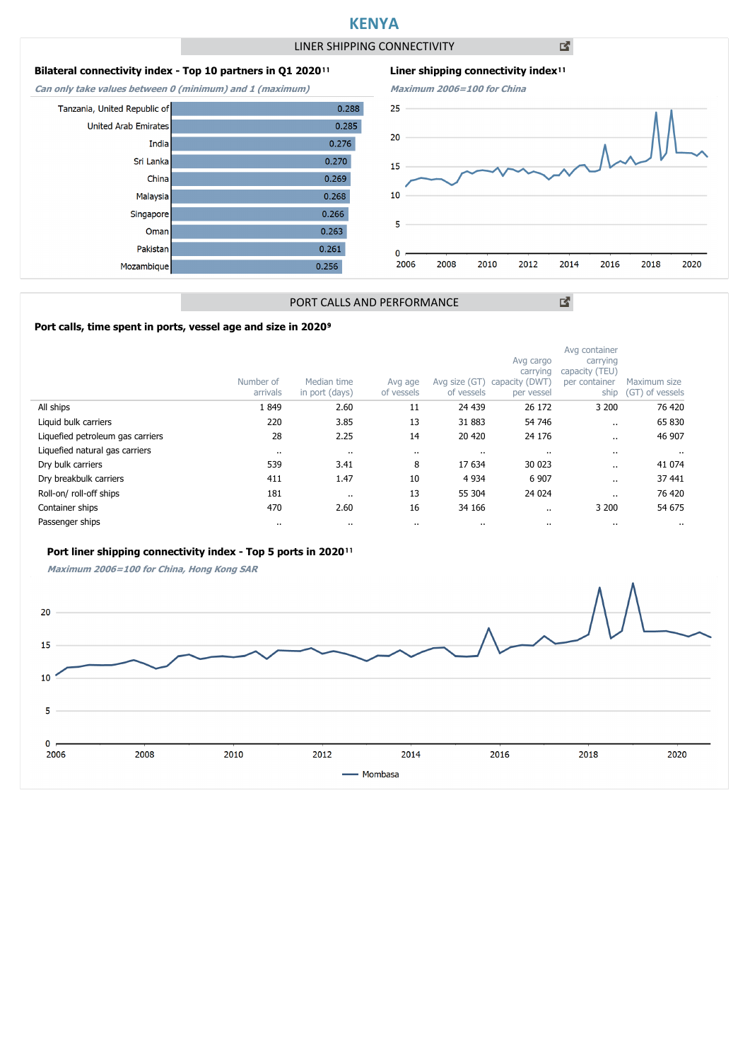# KENYA

## LINER SHIPPING CONNECTIVITY

### Bilateral connectivity index - Top 10 partners in Q1 2020[11]

*Can only take values between 0 (minimum) and 1 (maximum)*

| Partner | Index |
|---|---|
| Tanzania, United Republic of | 0.288 |
| United Arab Emirates | 0.285 |
| India | 0.276 |
| Sri Lanka | 0.270 |
| China | 0.269 |
| Malaysia | 0.268 |
| Singapore | 0.266 |
| Oman | 0.263 |
| Pakistan | 0.261 |
| Mozambique | 0.256 |

### Liner shipping connectivity index[11]

*Maximum 2006=100 for China*

## PORT CALLS AND PERFORMANCE

### Port calls, time spent in ports, vessel age and size in 2020[9]

| | Number of arrivals | Median time in port (days) | Avg age of vessels | Avg size (GT) of vessels | Avg cargo carrying capacity (DWT) per vessel | Avg container carrying capacity (TEU) per container ship | Maximum size (GT) of vessels |
|---|---|---|---|---|---|---|---|
| All ships | 1 849 | 2.60 | 11 | 24 439 | 26 172 | 3 200 | 76 420 |
| Liquid bulk carriers | 220 | 3.85 | 13 | 31 883 | 54 746 | .. | 65 830 |
| Liquefied petroleum gas carriers | 28 | 2.25 | 14 | 20 420 | 24 176 | .. | 46 907 |
| Liquefied natural gas carriers | .. | .. | .. | .. | .. | .. | .. |
| Dry bulk carriers | 539 | 3.41 | 8 | 17 634 | 30 023 | .. | 41 074 |
| Dry breakbulk carriers | 411 | 1.47 | 10 | 4 934 | 6 907 | .. | 37 441 |
| Roll-on/ roll-off ships | 181 | .. | 13 | 55 304 | 24 024 | .. | 76 420 |
| Container ships | 470 | 2.60 | 16 | 34 166 | .. | 3 200 | 54 675 |
| Passenger ships | .. | .. | .. | .. | .. | .. | .. |

### Port liner shipping connectivity index - Top 5 ports in 2020[11]

*Maximum 2006=100 for China, Hong Kong SAR*

Mombasa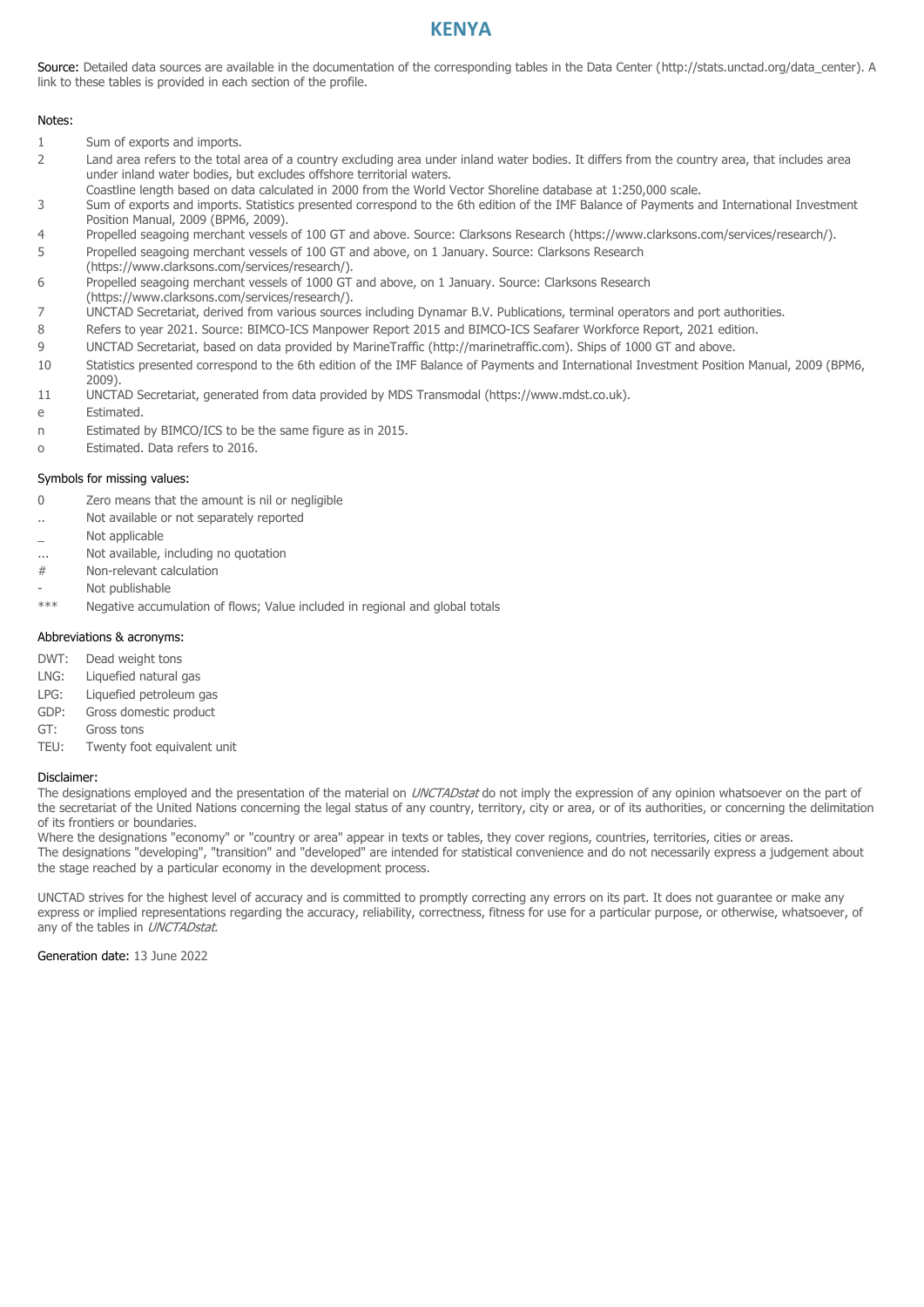# KENYA

Source: Detailed data sources are available in the documentation of the corresponding tables in the Data Center (http://stats.unctad.org/data_center). A link to these tables is provided in each section of the profile.

Notes:

| | |
|---|---|
| 1 | Sum of exports and imports. |
| 2 | Land area refers to the total area of a country excluding area under inland water bodies. It differs from the country area, that includes area under inland water bodies, but excludes offshore territorial waters. Coastline length based on data calculated in 2000 from the World Vector Shoreline database at 1:250,000 scale. |
| 3 | Sum of exports and imports. Statistics presented correspond to the 6th edition of the IMF Balance of Payments and International Investment Position Manual, 2009 (BPM6, 2009). |
| 4 | Propelled seagoing merchant vessels of 100 GT and above. Source: Clarksons Research (https://www.clarksons.com/services/research/). |
| 5 | Propelled seagoing merchant vessels of 100 GT and above, on 1 January. Source: Clarksons Research (https://www.clarksons.com/services/research/). |
| 6 | Propelled seagoing merchant vessels of 1000 GT and above, on 1 January. Source: Clarksons Research (https://www.clarksons.com/services/research/). |
| 7 | UNCTAD Secretariat, derived from various sources including Dynamar B.V. Publications, terminal operators and port authorities. |
| 8 | Refers to year 2021. Source: BIMCO-ICS Manpower Report 2015 and BIMCO-ICS Seafarer Workforce Report, 2021 edition. |
| 9 | UNCTAD Secretariat, based on data provided by MarineTraffic (http://marinetraffic.com). Ships of 1000 GT and above. |
| 10 | Statistics presented correspond to the 6th edition of the IMF Balance of Payments and International Investment Position Manual, 2009 (BPM6, 2009). |
| 11 | UNCTAD Secretariat, generated from data provided by MDS Transmodal (https://www.mdst.co.uk). |
| e | Estimated. |
| n | Estimated by BIMCO/ICS to be the same figure as in 2015. |
| o | Estimated. Data refers to 2016. |

Symbols for missing values:

| | |
|---|---|
| 0 | Zero means that the amount is nil or negligible |
| .. | Not available or not separately reported |
| _ | Not applicable |
| ... | Not available, including no quotation |
| # | Non-relevant calculation |
| - | Not publishable |
| *** | Negative accumulation of flows; Value included in regional and global totals |

Abbreviations & acronyms:

| | |
|---|---|
| DWT: | Dead weight tons |
| LNG: | Liquefied natural gas |
| LPG: | Liquefied petroleum gas |
| GDP: | Gross domestic product |
| GT: | Gross tons |
| TEU: | Twenty foot equivalent unit |

Disclaimer:
The designations employed and the presentation of the material on *UNCTADstat* do not imply the expression of any opinion whatsoever on the part of the secretariat of the United Nations concerning the legal status of any country, territory, city or area, or of its authorities, or concerning the delimitation of its frontiers or boundaries.
Where the designations "economy" or "country or area" appear in texts or tables, they cover regions, countries, territories, cities or areas.
The designations "developing", "transition" and "developed" are intended for statistical convenience and do not necessarily express a judgement about the stage reached by a particular economy in the development process.

UNCTAD strives for the highest level of accuracy and is committed to promptly correcting any errors on its part. It does not guarantee or make any express or implied representations regarding the accuracy, reliability, correctness, fitness for use for a particular purpose, or otherwise, whatsoever, of any of the tables in *UNCTADstat*.

Generation date: 13 June 2022